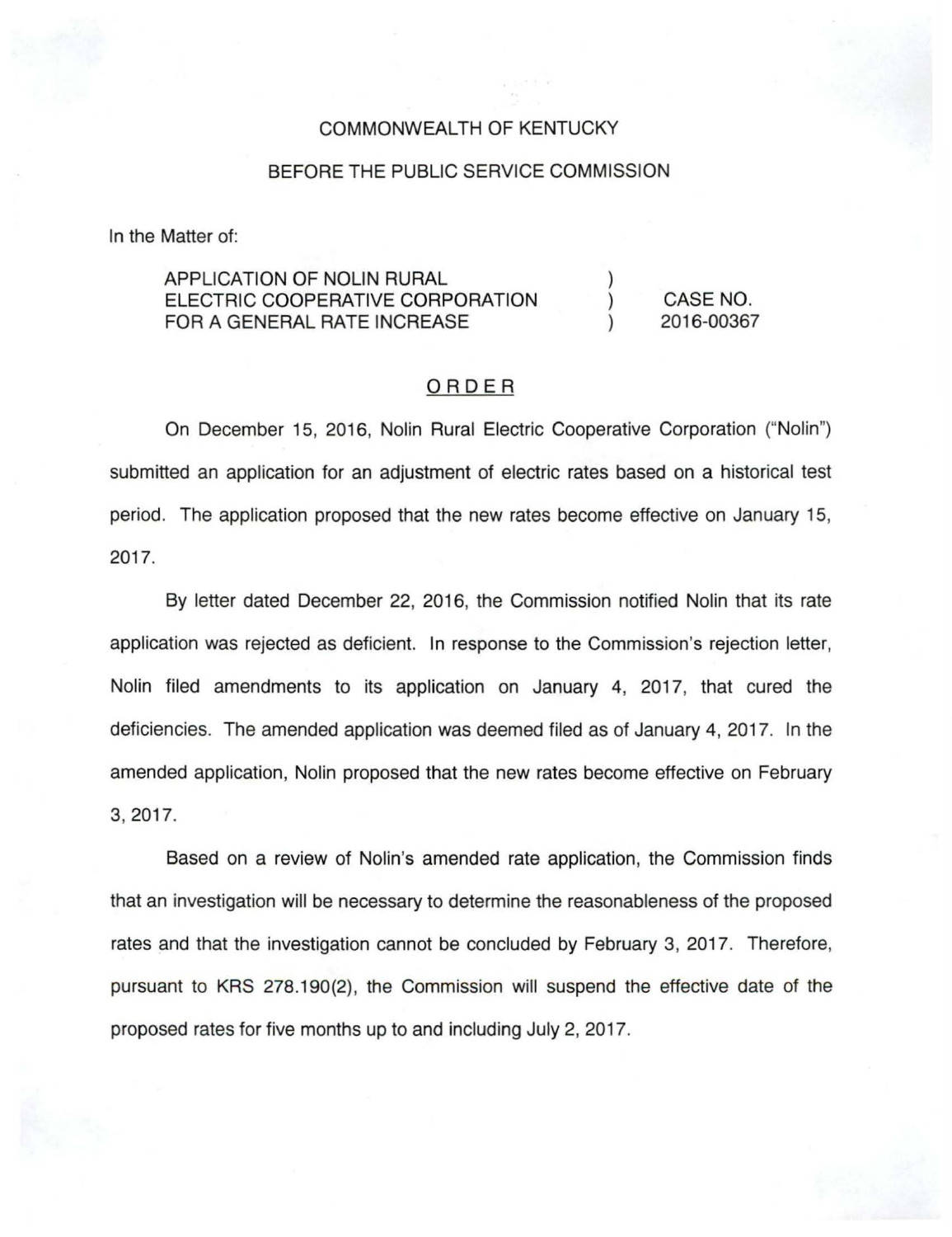COMMONWEALTH OF KENTUCKY

BEFORE THE PUBLIC SERVICE COMMISSION

In the Matter of:

| | | |
|---|---|---|
| APPLICATION OF NOLIN RURAL ELECTRIC COOPERATIVE CORPORATION FOR A GENERAL RATE INCREASE | ) ) ) | CASE NO. 2016-00367 |

# ORDER

On December 15, 2016, Nolin Rural Electric Cooperative Corporation ("Nolin") submitted an application for an adjustment of electric rates based on a historical test period. The application proposed that the new rates become effective on January 15, 2017.

By letter dated December 22, 2016, the Commission notified Nolin that its rate application was rejected as deficient. In response to the Commission's rejection letter, Nolin filed amendments to its application on January 4, 2017, that cured the deficiencies. The amended application was deemed filed as of January 4, 2017. In the amended application, Nolin proposed that the new rates become effective on February 3, 2017.

Based on a review of Nolin's amended rate application, the Commission finds that an investigation will be necessary to determine the reasonableness of the proposed rates and that the investigation cannot be concluded by February 3, 2017. Therefore, pursuant to KRS 278.190(2), the Commission will suspend the effective date of the proposed rates for five months up to and including July 2, 2017.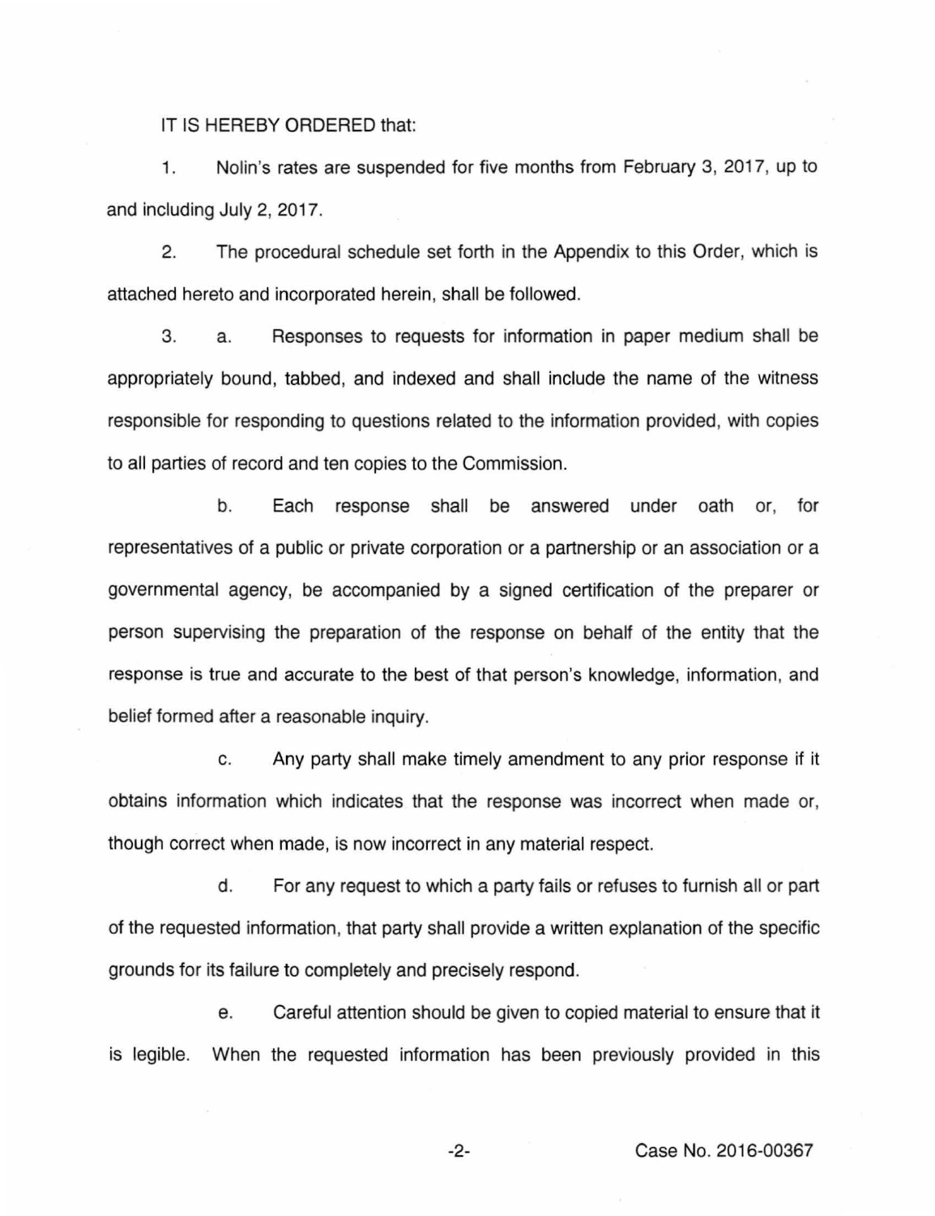IT IS HEREBY ORDERED that:

1. Nolin's rates are suspended for five months from February 3, 2017, up to and including July 2, 2017.

2. The procedural schedule set forth in the Appendix to this Order, which is attached hereto and incorporated herein, shall be followed.

3. a. Responses to requests for information in paper medium shall be appropriately bound, tabbed, and indexed and shall include the name of the witness responsible for responding to questions related to the information provided, with copies to all parties of record and ten copies to the Commission.

b. Each response shall be answered under oath or, for representatives of a public or private corporation or a partnership or an association or a governmental agency, be accompanied by a signed certification of the preparer or person supervising the preparation of the response on behalf of the entity that the response is true and accurate to the best of that person's knowledge, information, and belief formed after a reasonable inquiry.

c. Any party shall make timely amendment to any prior response if it obtains information which indicates that the response was incorrect when made or, though correct when made, is now incorrect in any material respect.

d. For any request to which a party fails or refuses to furnish all or part of the requested information, that party shall provide a written explanation of the specific grounds for its failure to completely and precisely respond.

e. Careful attention should be given to copied material to ensure that it is legible. When the requested information has been previously provided in this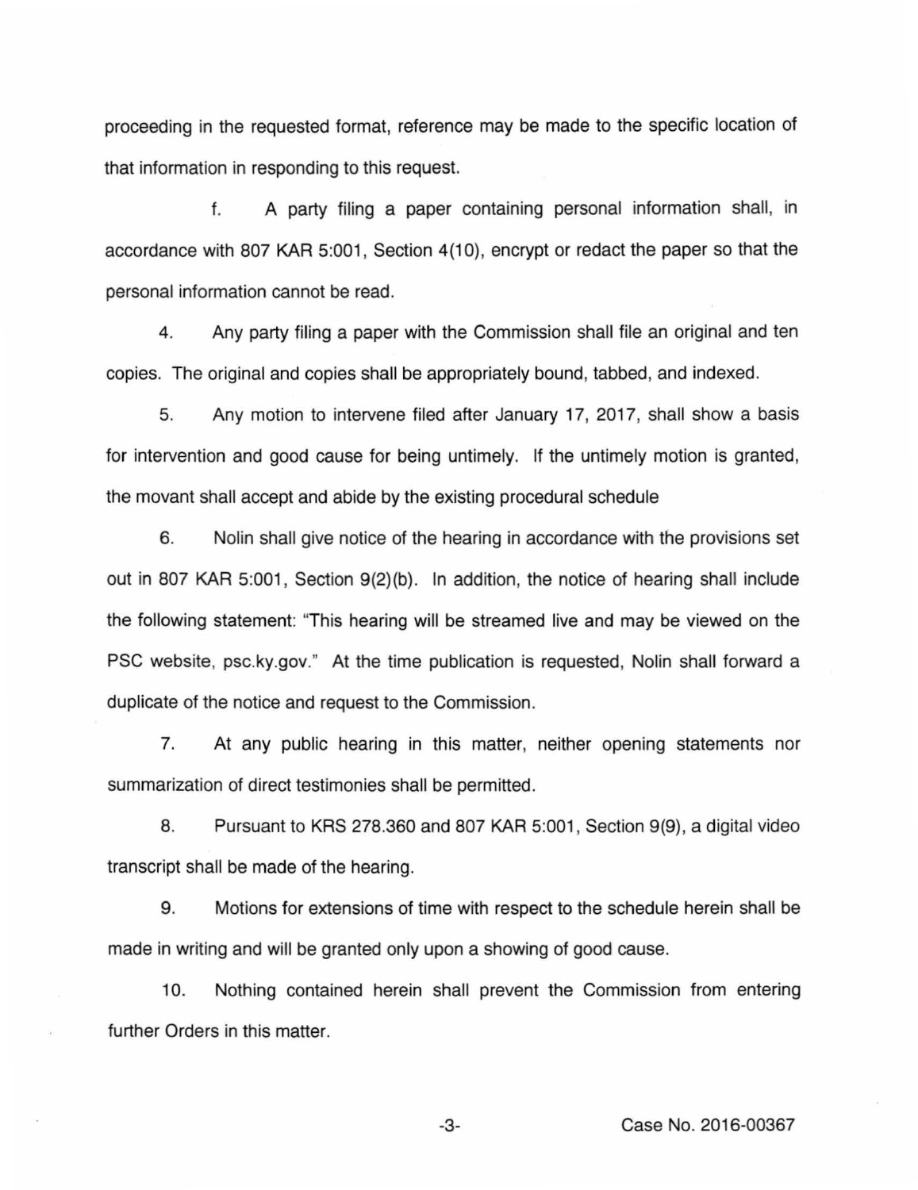proceeding in the requested format, reference may be made to the specific location of that information in responding to this request.

f. A party filing a paper containing personal information shall, in accordance with 807 KAR 5:001, Section 4(10), encrypt or redact the paper so that the personal information cannot be read.

4. Any party filing a paper with the Commission shall file an original and ten copies. The original and copies shall be appropriately bound, tabbed, and indexed.

5. Any motion to intervene filed after January 17, 2017, shall show a basis for intervention and good cause for being untimely. If the untimely motion is granted, the movant shall accept and abide by the existing procedural schedule

6. Nolin shall give notice of the hearing in accordance with the provisions set out in 807 KAR 5:001, Section 9(2)(b). In addition, the notice of hearing shall include the following statement: "This hearing will be streamed live and may be viewed on the PSC website, psc.ky.gov." At the time publication is requested, Nolin shall forward a duplicate of the notice and request to the Commission.

7. At any public hearing in this matter, neither opening statements nor summarization of direct testimonies shall be permitted.

8. Pursuant to KRS 278.360 and 807 KAR 5:001, Section 9(9), a digital video transcript shall be made of the hearing.

9. Motions for extensions of time with respect to the schedule herein shall be made in writing and will be granted only upon a showing of good cause.

10. Nothing contained herein shall prevent the Commission from entering further Orders in this matter.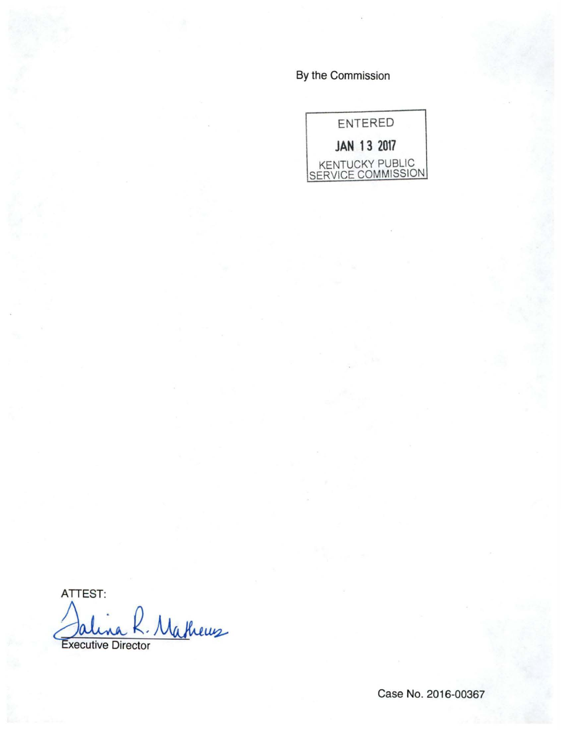By the Commission

ENTERED

JAN 13 2017

KENTUCKY PUBLIC SERVICE COMMISSION

ATTEST:

Talina R. Mathews

Executive Director

Case No. 2016-00367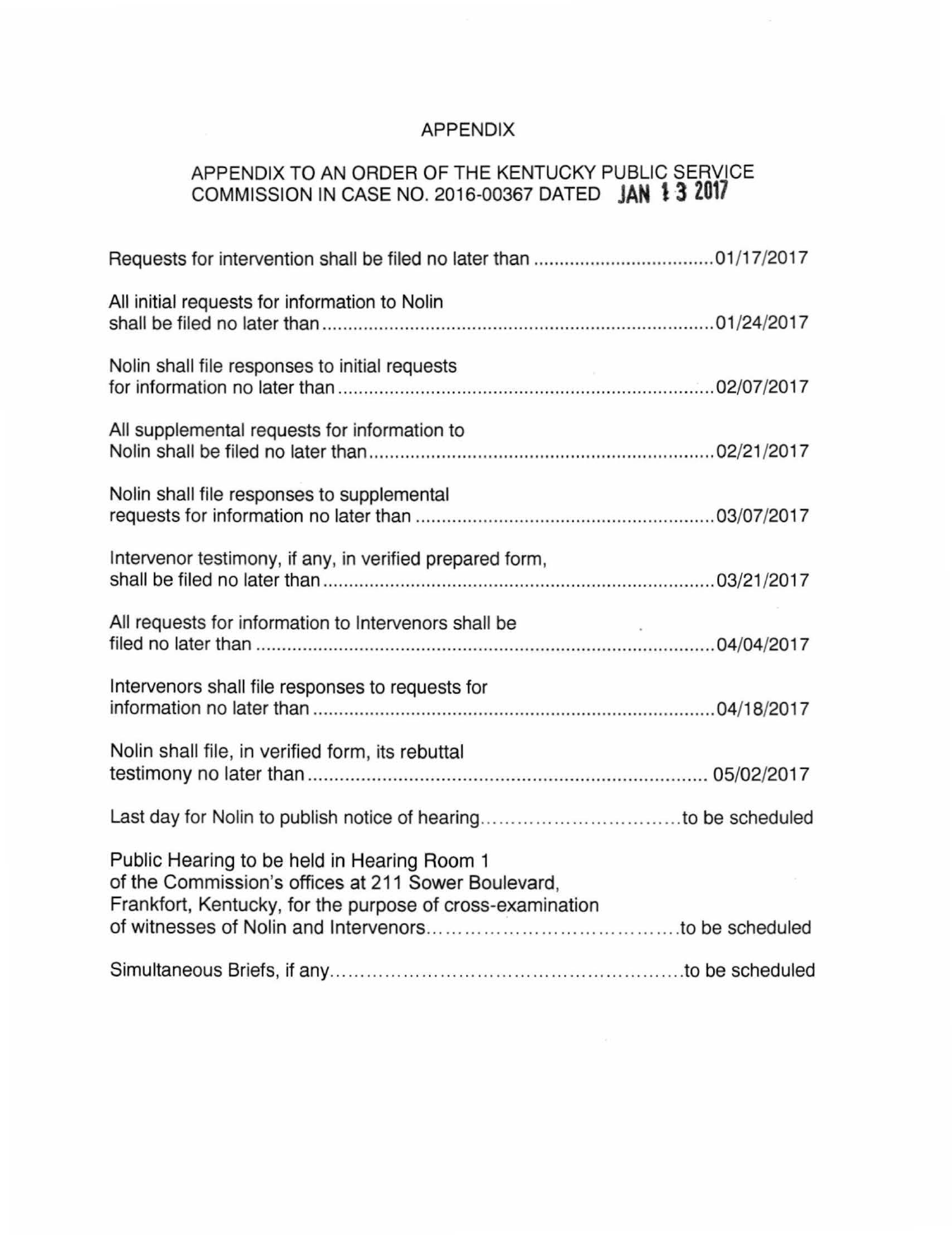# APPENDIX

## APPENDIX TO AN ORDER OF THE KENTUCKY PUBLIC SERVICE COMMISSION IN CASE NO. 2016-00367 DATED JAN 13 2017

Requests for intervention shall be filed no later than ....................................01/17/2017

All initial requests for information to Nolin shall be filed no later than ....................................01/24/2017

Nolin shall file responses to initial requests for information no later than ....................................02/07/2017

All supplemental requests for information to Nolin shall be filed no later than ....................................02/21/2017

Nolin shall file responses to supplemental requests for information no later than ....................................03/07/2017

Intervenor testimony, if any, in verified prepared form, shall be filed no later than ....................................03/21/2017

All requests for information to Intervenors shall be filed no later than ....................................04/04/2017

Intervenors shall file responses to requests for information no later than ....................................04/18/2017

Nolin shall file, in verified form, its rebuttal testimony no later than .................................... 05/02/2017

Last day for Nolin to publish notice of hearing....................................to be scheduled

Public Hearing to be held in Hearing Room 1 of the Commission's offices at 211 Sower Boulevard, Frankfort, Kentucky, for the purpose of cross-examination of witnesses of Nolin and Intervenors....................................to be scheduled

Simultaneous Briefs, if any....................................to be scheduled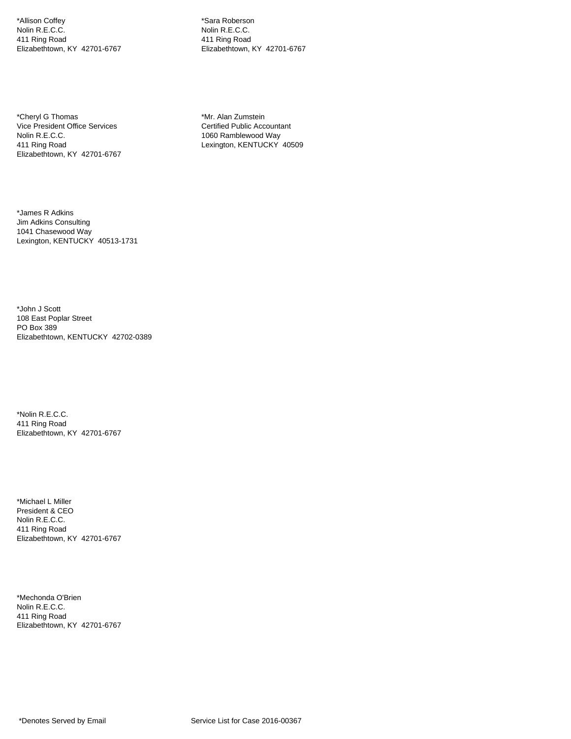*Allison Coffey
Nolin R.E.C.C.
411 Ring Road
Elizabethtown, KY  42701-6767

*Sara Roberson
Nolin R.E.C.C.
411 Ring Road
Elizabethtown, KY  42701-6767

*Cheryl G Thomas
Vice President Office Services
Nolin R.E.C.C.
411 Ring Road
Elizabethtown, KY  42701-6767

*Mr. Alan Zumstein
Certified Public Accountant
1060 Ramblewood Way
Lexington, KENTUCKY  40509

*James R Adkins
Jim Adkins Consulting
1041 Chasewood Way
Lexington, KENTUCKY  40513-1731

*John J Scott
108 East Poplar Street
PO Box 389
Elizabethtown, KENTUCKY  42702-0389

*Nolin R.E.C.C.
411 Ring Road
Elizabethtown, KY  42701-6767

*Michael L Miller
President & CEO
Nolin R.E.C.C.
411 Ring Road
Elizabethtown, KY  42701-6767

*Mechonda O'Brien
Nolin R.E.C.C.
411 Ring Road
Elizabethtown, KY  42701-6767

*Denotes Served by Email

Service List for Case 2016-00367